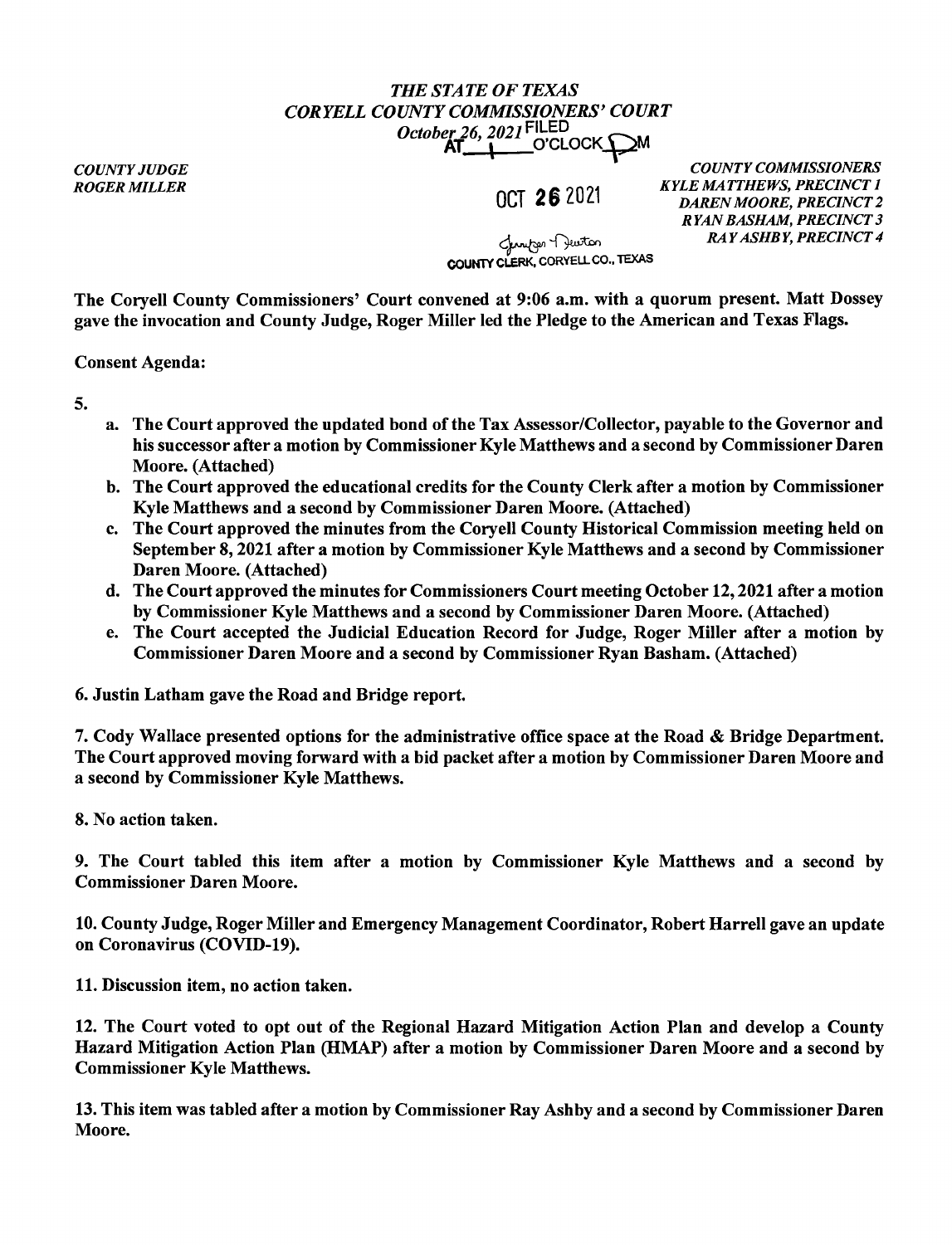*THE STATE OF TEXAS*
*CORYELL COUNTY COMMISSIONERS' COURT*
*October 26, 2021* FILED AT 1 O'CLOCK PM

OCT 26 2021

Jennifer Deuton
COUNTY CLERK, CORYELL CO., TEXAS

*COUNTY JUDGE*
*ROGER MILLER*

*COUNTY COMMISSIONERS*
*KYLE MATTHEWS, PRECINCT 1*
*DAREN MOORE, PRECINCT 2*
*RYAN BASHAM, PRECINCT 3*
*RAY ASHBY, PRECINCT 4*

**The Coryell County Commissioners' Court convened at 9:06 a.m. with a quorum present. Matt Dossey gave the invocation and County Judge, Roger Miller led the Pledge to the American and Texas Flags.**

**Consent Agenda:**

**5.**

- **a. The Court approved the updated bond of the Tax Assessor/Collector, payable to the Governor and his successor after a motion by Commissioner Kyle Matthews and a second by Commissioner Daren Moore. (Attached)**
- **b. The Court approved the educational credits for the County Clerk after a motion by Commissioner Kyle Matthews and a second by Commissioner Daren Moore. (Attached)**
- **c. The Court approved the minutes from the Coryell County Historical Commission meeting held on September 8, 2021 after a motion by Commissioner Kyle Matthews and a second by Commissioner Daren Moore. (Attached)**
- **d. The Court approved the minutes for Commissioners Court meeting October 12, 2021 after a motion by Commissioner Kyle Matthews and a second by Commissioner Daren Moore. (Attached)**
- **e. The Court accepted the Judicial Education Record for Judge, Roger Miller after a motion by Commissioner Daren Moore and a second by Commissioner Ryan Basham. (Attached)**

**6. Justin Latham gave the Road and Bridge report.**

**7. Cody Wallace presented options for the administrative office space at the Road & Bridge Department. The Court approved moving forward with a bid packet after a motion by Commissioner Daren Moore and a second by Commissioner Kyle Matthews.**

**8. No action taken.**

**9. The Court tabled this item after a motion by Commissioner Kyle Matthews and a second by Commissioner Daren Moore.**

**10. County Judge, Roger Miller and Emergency Management Coordinator, Robert Harrell gave an update on Coronavirus (COVID-19).**

**11. Discussion item, no action taken.**

**12. The Court voted to opt out of the Regional Hazard Mitigation Action Plan and develop a County Hazard Mitigation Action Plan (HMAP) after a motion by Commissioner Daren Moore and a second by Commissioner Kyle Matthews.**

**13. This item was tabled after a motion by Commissioner Ray Ashby and a second by Commissioner Daren Moore.**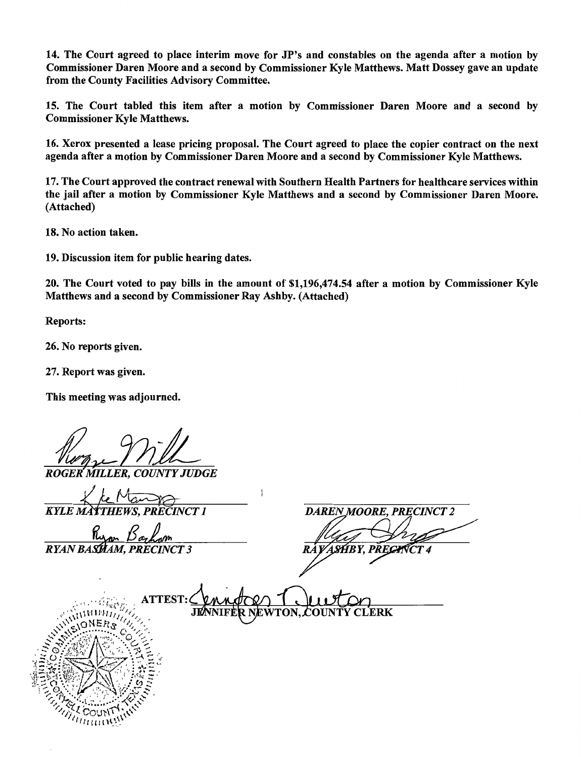**14. The Court agreed to place interim move for JP's and constables on the agenda after a motion by Commissioner Daren Moore and a second by Commissioner Kyle Matthews. Matt Dossey gave an update from the County Facilities Advisory Committee.**

**15. The Court tabled this item after a motion by Commissioner Daren Moore and a second by Commissioner Kyle Matthews.**

**16. Xerox presented a lease pricing proposal. The Court agreed to place the copier contract on the next agenda after a motion by Commissioner Daren Moore and a second by Commissioner Kyle Matthews.**

**17. The Court approved the contract renewal with Southern Health Partners for healthcare services within the jail after a motion by Commissioner Kyle Matthews and a second by Commissioner Daren Moore. (Attached)**

**18. No action taken.**

**19. Discussion item for public hearing dates.**

**20. The Court voted to pay bills in the amount of $1,196,474.54 after a motion by Commissioner Kyle Matthews and a second by Commissioner Ray Ashby. (Attached)**

**Reports:**

**26. No reports given.**

**27. Report was given.**

**This meeting was adjourned.**

***ROGER MILLER, COUNTY JUDGE***

***KYLE MATTHEWS, PRECINCT 1***

***DAREN MOORE, PRECINCT 2***

***RYAN BASHAM, PRECINCT 3***

***RAY ASHBY, PRECINCT 4***

**ATTEST:**
**JENNIFER NEWTON, COUNTY CLERK**

COMMISSIONERS COURT
CORYELL COUNTY, TEXAS